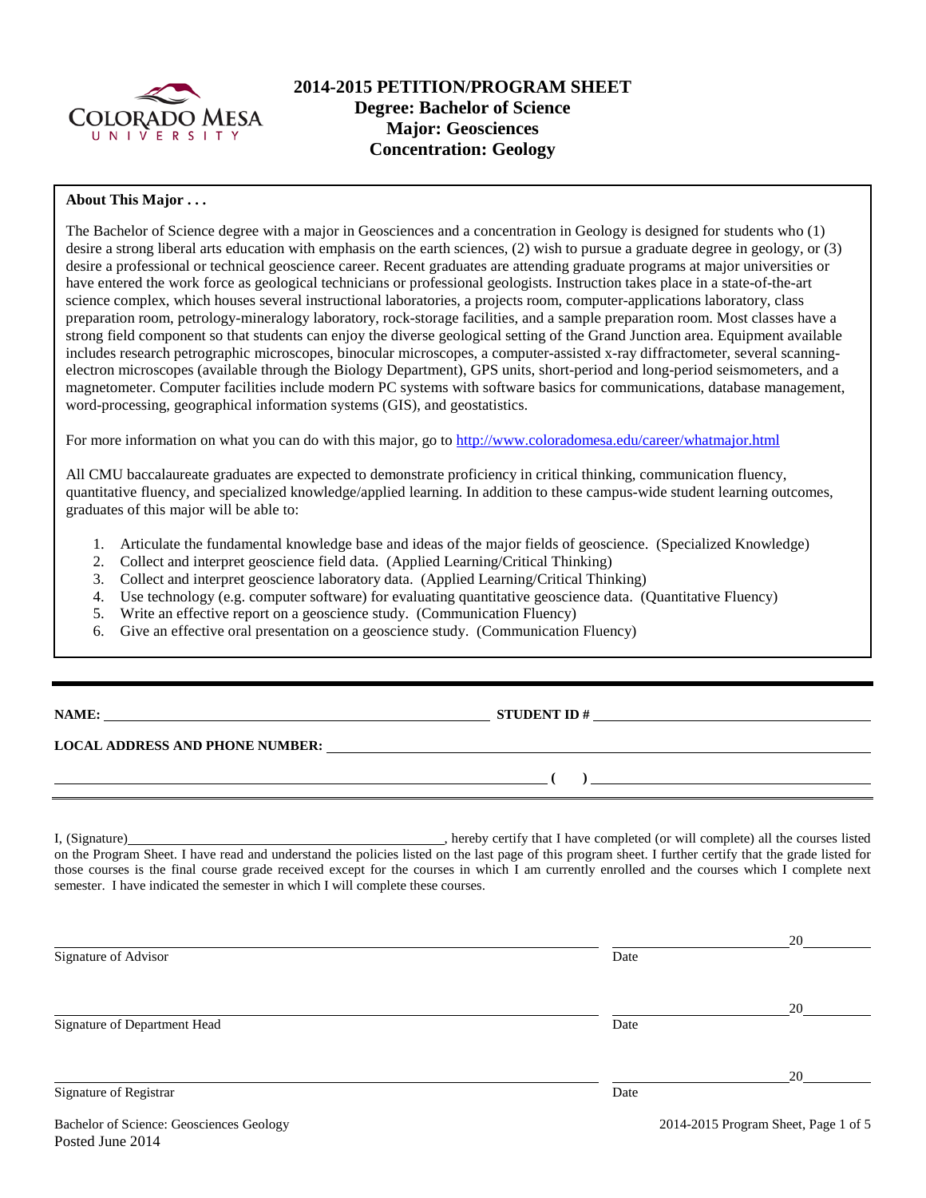# 2014-2015 PETITION/PROGRAM SHEET

**Degree: Bachelor of Science**
**Major: Geosciences**
**Concentration: Geology**

**About This Major . . .**

The Bachelor of Science degree with a major in Geosciences and a concentration in Geology is designed for students who (1) desire a strong liberal arts education with emphasis on the earth sciences, (2) wish to pursue a graduate degree in geology, or (3) desire a professional or technical geoscience career. Recent graduates are attending graduate programs at major universities or have entered the work force as geological technicians or professional geologists. Instruction takes place in a state-of-the-art science complex, which houses several instructional laboratories, a projects room, computer-applications laboratory, class preparation room, petrology-mineralogy laboratory, rock-storage facilities, and a sample preparation room. Most classes have a strong field component so that students can enjoy the diverse geological setting of the Grand Junction area. Equipment available includes research petrographic microscopes, binocular microscopes, a computer-assisted x-ray diffractometer, several scanning-electron microscopes (available through the Biology Department), GPS units, short-period and long-period seismometers, and a magnetometer. Computer facilities include modern PC systems with software basics for communications, database management, word-processing, geographical information systems (GIS), and geostatistics.

For more information on what you can do with this major, go to http://www.coloradomesa.edu/career/whatmajor.html

All CMU baccalaureate graduates are expected to demonstrate proficiency in critical thinking, communication fluency, quantitative fluency, and specialized knowledge/applied learning. In addition to these campus-wide student learning outcomes, graduates of this major will be able to:

1. Articulate the fundamental knowledge base and ideas of the major fields of geoscience. (Specialized Knowledge)
2. Collect and interpret geoscience field data. (Applied Learning/Critical Thinking)
3. Collect and interpret geoscience laboratory data. (Applied Learning/Critical Thinking)
4. Use technology (e.g. computer software) for evaluating quantitative geoscience data. (Quantitative Fluency)
5. Write an effective report on a geoscience study. (Communication Fluency)
6. Give an effective oral presentation on a geoscience study. (Communication Fluency)

---

**NAME:** ______________________________ **STUDENT ID #** ______________________________

**LOCAL ADDRESS AND PHONE NUMBER:** ______________________________

______________________________ **( )** ______________________________

I, (Signature)______________________________, hereby certify that I have completed (or will complete) all the courses listed on the Program Sheet. I have read and understand the policies listed on the last page of this program sheet. I further certify that the grade listed for those courses is the final course grade received except for the courses in which I am currently enrolled and the courses which I complete next semester. I have indicated the semester in which I will complete these courses.

______________________________ Signature of Advisor ______________ Date 20____

______________________________ Signature of Department Head ______________ Date 20____

______________________________ Signature of Registrar ______________ Date 20____

Bachelor of Science: Geosciences Geology
Posted June 2014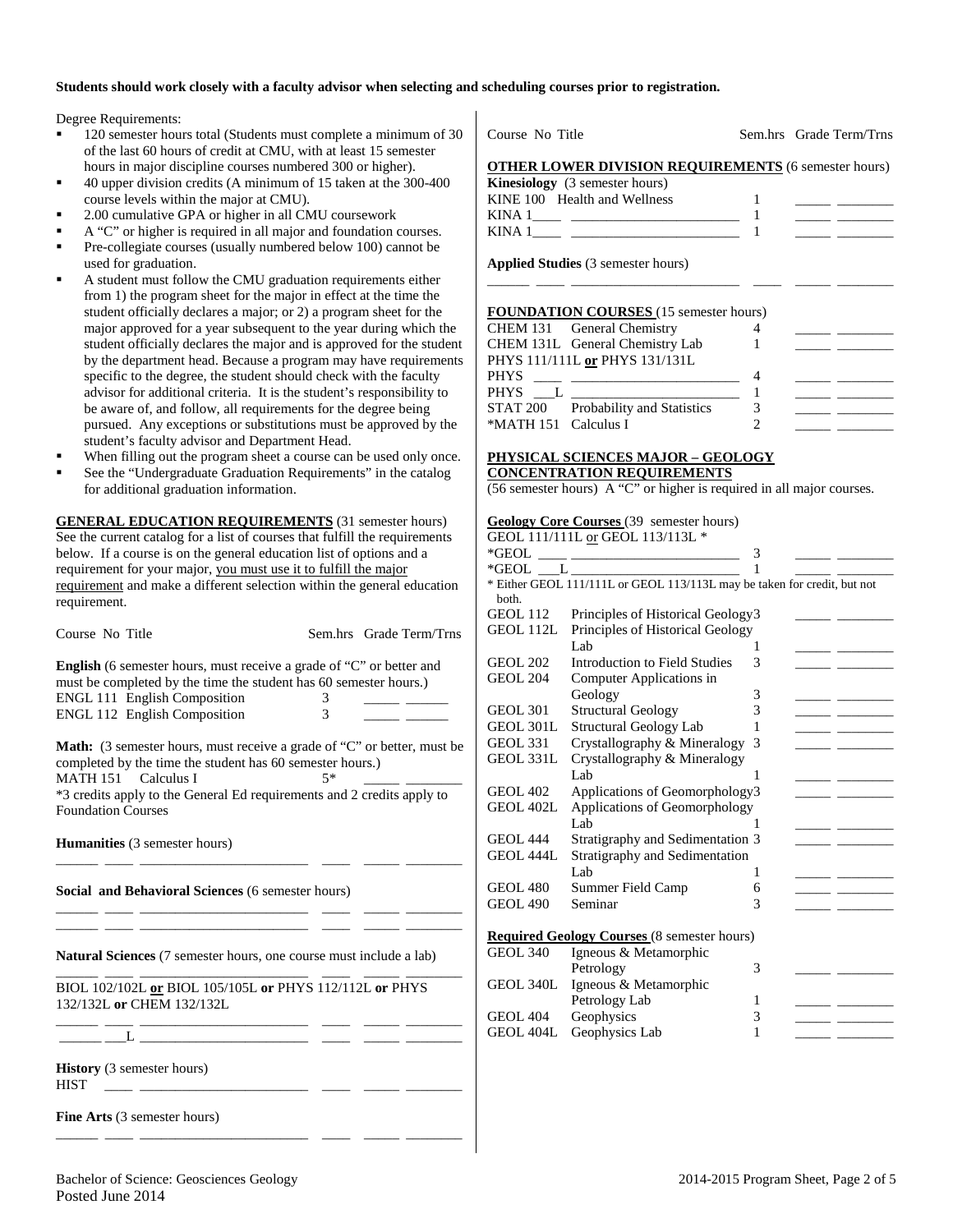**Students should work closely with a faculty advisor when selecting and scheduling courses prior to registration.**

Degree Requirements:

- 120 semester hours total (Students must complete a minimum of 30 of the last 60 hours of credit at CMU, with at least 15 semester hours in major discipline courses numbered 300 or higher).
- 40 upper division credits (A minimum of 15 taken at the 300-400 course levels within the major at CMU).
- 2.00 cumulative GPA or higher in all CMU coursework
- A "C" or higher is required in all major and foundation courses.
- Pre-collegiate courses (usually numbered below 100) cannot be used for graduation.
- A student must follow the CMU graduation requirements either from 1) the program sheet for the major in effect at the time the student officially declares a major; or 2) a program sheet for the major approved for a year subsequent to the year during which the student officially declares the major and is approved for the student by the department head. Because a program may have requirements specific to the degree, the student should check with the faculty advisor for additional criteria. It is the student's responsibility to be aware of, and follow, all requirements for the degree being pursued. Any exceptions or substitutions must be approved by the student's faculty advisor and Department Head.
- When filling out the program sheet a course can be used only once.
- See the "Undergraduate Graduation Requirements" in the catalog for additional graduation information.

**GENERAL EDUCATION REQUIREMENTS** (31 semester hours) See the current catalog for a list of courses that fulfill the requirements below. If a course is on the general education list of options and a requirement for your major, you must use it to fulfill the major requirement and make a different selection within the general education requirement.

| Course | No | Title | Sem.hrs | Grade | Term/Trns |
|---|---|---|---|---|---|
| **English** (6 semester hours, must receive a grade of "C" or better and must be completed by the time the student has 60 semester hours.) | | | | | |
| ENGL | 111 | English Composition | 3 | | |
| ENGL | 112 | English Composition | 3 | | |
| **Math:** (3 semester hours, must receive a grade of "C" or better, must be completed by the time the student has 60 semester hours.) | | | | | |
| MATH | 151 | Calculus I | 5* | | |
| *3 credits apply to the General Ed requirements and 2 credits apply to Foundation Courses | | | | | |
| **Humanities** (3 semester hours) | | | | | |
| | | | | | |
| **Social and Behavioral Sciences** (6 semester hours) | | | | | |
| | | | | | |
| | | | | | |
| **Natural Sciences** (7 semester hours, one course must include a lab) | | | | | |
| | | | | | |
| BIOL 102/102L **or** BIOL 105/105L **or** PHYS 112/112L **or** PHYS 132/132L **or** CHEM 132/132L | | | | | |
| | | | | | |
| | ___L | | | | |
| **History** (3 semester hours) | | | | | |
| HIST | | | | | |
| **Fine Arts** (3 semester hours) | | | | | |
| | | | | | |

| Course | No | Title | Sem.hrs | Grade | Term/Trns |
|---|---|---|---|---|---|
| **OTHER LOWER DIVISION REQUIREMENTS** (6 semester hours) | | | | | |
| **Kinesiology** (3 semester hours) | | | | | |
| KINE | 100 | Health and Wellness | 1 | | |
| KINA | 1____ | | 1 | | |
| KINA | 1____ | | 1 | | |
| **Applied Studies** (3 semester hours) | | | | | |
| | | | | | |
| **FOUNDATION COURSES** (15 semester hours) | | | | | |
| CHEM | 131 | General Chemistry | 4 | | |
| CHEM | 131L | General Chemistry Lab | 1 | | |
| PHYS 111/111L **or** PHYS 131/131L | | | | | |
| PHYS | | | 4 | | |
| PHYS | ___L | | 1 | | |
| STAT | 200 | Probability and Statistics | 3 | | |
| *MATH | 151 | Calculus I | 2 | | |
| **PHYSICAL SCIENCES MAJOR – GEOLOGY CONCENTRATION REQUIREMENTS** (56 semester hours) A "C" or higher is required in all major courses. | | | | | |
| **Geology Core Courses** (39 semester hours) | | | | | |
| GEOL 111/111L or GEOL 113/113L * | | | | | |
| *GEOL | | | 3 | | |
| *GEOL | ___L | | 1 | | |
| * Either GEOL 111/111L or GEOL 113/113L may be taken for credit, but not both. | | | | | |
| GEOL | 112 | Principles of Historical Geology | 3 | | |
| GEOL | 112L | Principles of Historical Geology Lab | 1 | | |
| GEOL | 202 | Introduction to Field Studies | 3 | | |
| GEOL | 204 | Computer Applications in Geology | 3 | | |
| GEOL | 301 | Structural Geology | 3 | | |
| GEOL | 301L | Structural Geology Lab | 1 | | |
| GEOL | 331 | Crystallography & Mineralogy | 3 | | |
| GEOL | 331L | Crystallography & Mineralogy Lab | 1 | | |
| GEOL | 402 | Applications of Geomorphology | 3 | | |
| GEOL | 402L | Applications of Geomorphology Lab | 1 | | |
| GEOL | 444 | Stratigraphy and Sedimentation | 3 | | |
| GEOL | 444L | Stratigraphy and Sedimentation Lab | 1 | | |
| GEOL | 480 | Summer Field Camp | 6 | | |
| GEOL | 490 | Seminar | 3 | | |
| **Required Geology Courses** (8 semester hours) | | | | | |
| GEOL | 340 | Igneous & Metamorphic Petrology | 3 | | |
| GEOL | 340L | Igneous & Metamorphic Petrology Lab | 1 | | |
| GEOL | 404 | Geophysics | 3 | | |
| GEOL | 404L | Geophysics Lab | 1 | | |

Bachelor of Science: Geosciences Geology
Posted June 2014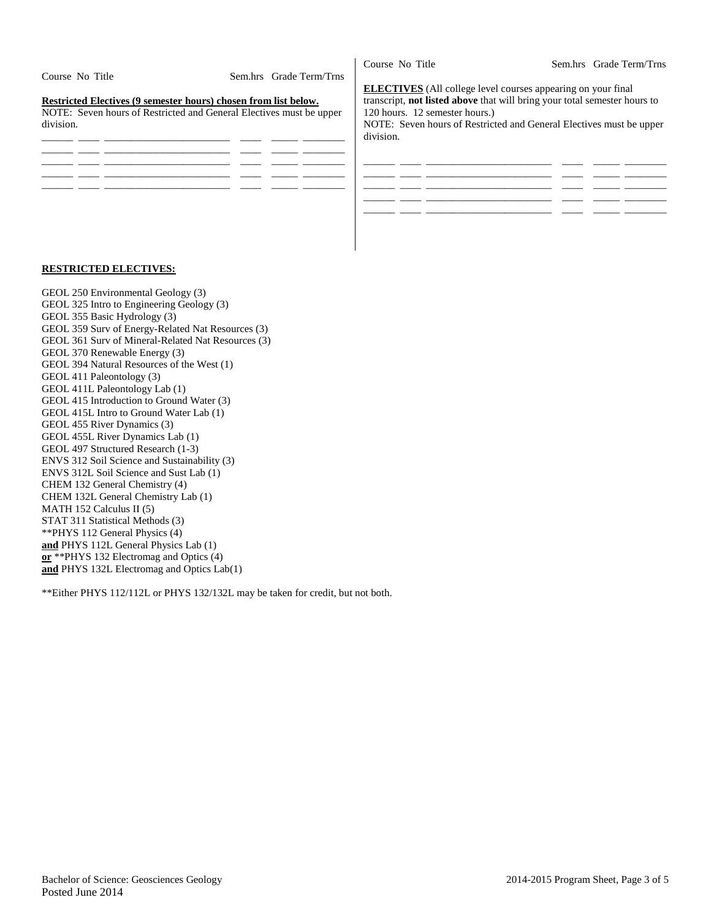Course No Title Sem.hrs Grade Term/Trns

**Restricted Electives (9 semester hours) chosen from list below.**

NOTE: Seven hours of Restricted and General Electives must be upper division.

| Course | No | Title | Sem.hrs | Grade | Term/Trns |
|---|---|---|---|---|---|
| | | | | | |
| | | | | | |
| | | | | | |
| | | | | | |
| | | | | | |

Course No Title Sem.hrs Grade Term/Trns

**ELECTIVES** (All college level courses appearing on your final transcript, **not listed above** that will bring your total semester hours to 120 hours. 12 semester hours.)

NOTE: Seven hours of Restricted and General Electives must be upper division.

| Course | No | Title | Sem.hrs | Grade | Term/Trns |
|---|---|---|---|---|---|
| | | | | | |
| | | | | | |
| | | | | | |
| | | | | | |
| | | | | | |

**RESTRICTED ELECTIVES:**

GEOL 250 Environmental Geology (3)
GEOL 325 Intro to Engineering Geology (3)
GEOL 355 Basic Hydrology (3)
GEOL 359 Surv of Energy-Related Nat Resources (3)
GEOL 361 Surv of Mineral-Related Nat Resources (3)
GEOL 370 Renewable Energy (3)
GEOL 394 Natural Resources of the West (1)
GEOL 411 Paleontology (3)
GEOL 411L Paleontology Lab (1)
GEOL 415 Introduction to Ground Water (3)
GEOL 415L Intro to Ground Water Lab (1)
GEOL 455 River Dynamics (3)
GEOL 455L River Dynamics Lab (1)
GEOL 497 Structured Research (1-3)
ENVS 312 Soil Science and Sustainability (3)
ENVS 312L Soil Science and Sust Lab (1)
CHEM 132 General Chemistry (4)
CHEM 132L General Chemistry Lab (1)
MATH 152 Calculus II (5)
STAT 311 Statistical Methods (3)
**PHYS 112 General Physics (4)
**and** PHYS 112L General Physics Lab (1)
**or** **PHYS 132 Electromag and Optics (4)
**and** PHYS 132L Electromag and Optics Lab(1)

**Either PHYS 112/112L or PHYS 132/132L may be taken for credit, but not both.

Bachelor of Science: Geosciences Geology
Posted June 2014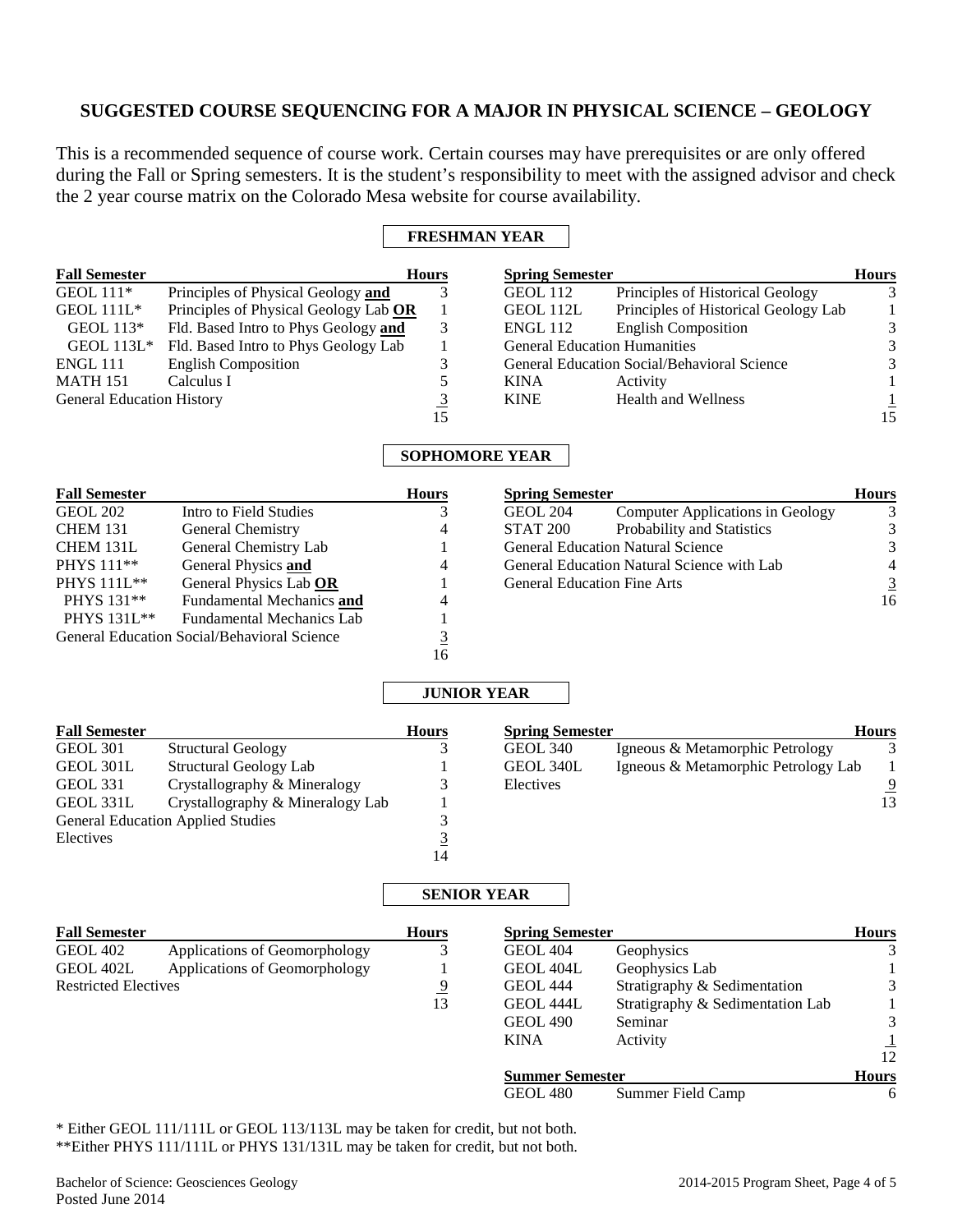# SUGGESTED COURSE SEQUENCING FOR A MAJOR IN PHYSICAL SCIENCE – GEOLOGY

This is a recommended sequence of course work. Certain courses may have prerequisites or are only offered during the Fall or Spring semesters. It is the student's responsibility to meet with the assigned advisor and check the 2 year course matrix on the Colorado Mesa website for course availability.

## FRESHMAN YEAR

| Fall Semester | | Hours |
|---|---|---|
| GEOL 111* | Principles of Physical Geology **and** | 3 |
| GEOL 111L* | Principles of Physical Geology Lab **OR** | 1 |
| GEOL 113* | Fld. Based Intro to Phys Geology **and** | 3 |
| GEOL 113L* | Fld. Based Intro to Phys Geology Lab | 1 |
| ENGL 111 | English Composition | 3 |
| MATH 151 | Calculus I | 5 |
| General Education History | | 3 |
| | | 15 |

| Spring Semester | | Hours |
|---|---|---|
| GEOL 112 | Principles of Historical Geology | 3 |
| GEOL 112L | Principles of Historical Geology Lab | 1 |
| ENGL 112 | English Composition | 3 |
| General Education Humanities | | 3 |
| General Education Social/Behavioral Science | | 3 |
| KINA | Activity | 1 |
| KINE | Health and Wellness | 1 |
| | | 15 |

## SOPHOMORE YEAR

| Fall Semester | | Hours |
|---|---|---|
| GEOL 202 | Intro to Field Studies | 3 |
| CHEM 131 | General Chemistry | 4 |
| CHEM 131L | General Chemistry Lab | 1 |
| PHYS 111** | General Physics **and** | 4 |
| PHYS 111L** | General Physics Lab **OR** | 1 |
| PHYS 131** | Fundamental Mechanics **and** | 4 |
| PHYS 131L** | Fundamental Mechanics Lab | 1 |
| General Education Social/Behavioral Science | | 3 |
| | | 16 |

| Spring Semester | | Hours |
|---|---|---|
| GEOL 204 | Computer Applications in Geology | 3 |
| STAT 200 | Probability and Statistics | 3 |
| General Education Natural Science | | 3 |
| General Education Natural Science with Lab | | 4 |
| General Education Fine Arts | | 3 |
| | | 16 |

## JUNIOR YEAR

| Fall Semester | | Hours |
|---|---|---|
| GEOL 301 | Structural Geology | 3 |
| GEOL 301L | Structural Geology Lab | 1 |
| GEOL 331 | Crystallography & Mineralogy | 3 |
| GEOL 331L | Crystallography & Mineralogy Lab | 1 |
| General Education Applied Studies | | 3 |
| Electives | | 3 |
| | | 14 |

| Spring Semester | | Hours |
|---|---|---|
| GEOL 340 | Igneous & Metamorphic Petrology | 3 |
| GEOL 340L | Igneous & Metamorphic Petrology Lab | 1 |
| Electives | | 9 |
| | | 13 |

## SENIOR YEAR

| Fall Semester | | Hours |
|---|---|---|
| GEOL 402 | Applications of Geomorphology | 3 |
| GEOL 402L | Applications of Geomorphology | 1 |
| Restricted Electives | | 9 |
| | | 13 |

| Spring Semester | | Hours |
|---|---|---|
| GEOL 404 | Geophysics | 3 |
| GEOL 404L | Geophysics Lab | 1 |
| GEOL 444 | Stratigraphy & Sedimentation | 3 |
| GEOL 444L | Stratigraphy & Sedimentation Lab | 1 |
| GEOL 490 | Seminar | 3 |
| KINA | Activity | 1 |
| | | 12 |

| Summer Semester | | Hours |
|---|---|---|
| GEOL 480 | Summer Field Camp | 6 |

* Either GEOL 111/111L or GEOL 113/113L may be taken for credit, but not both.

**Either PHYS 111/111L or PHYS 131/131L may be taken for credit, but not both.

Bachelor of Science: Geosciences Geology
Posted June 2014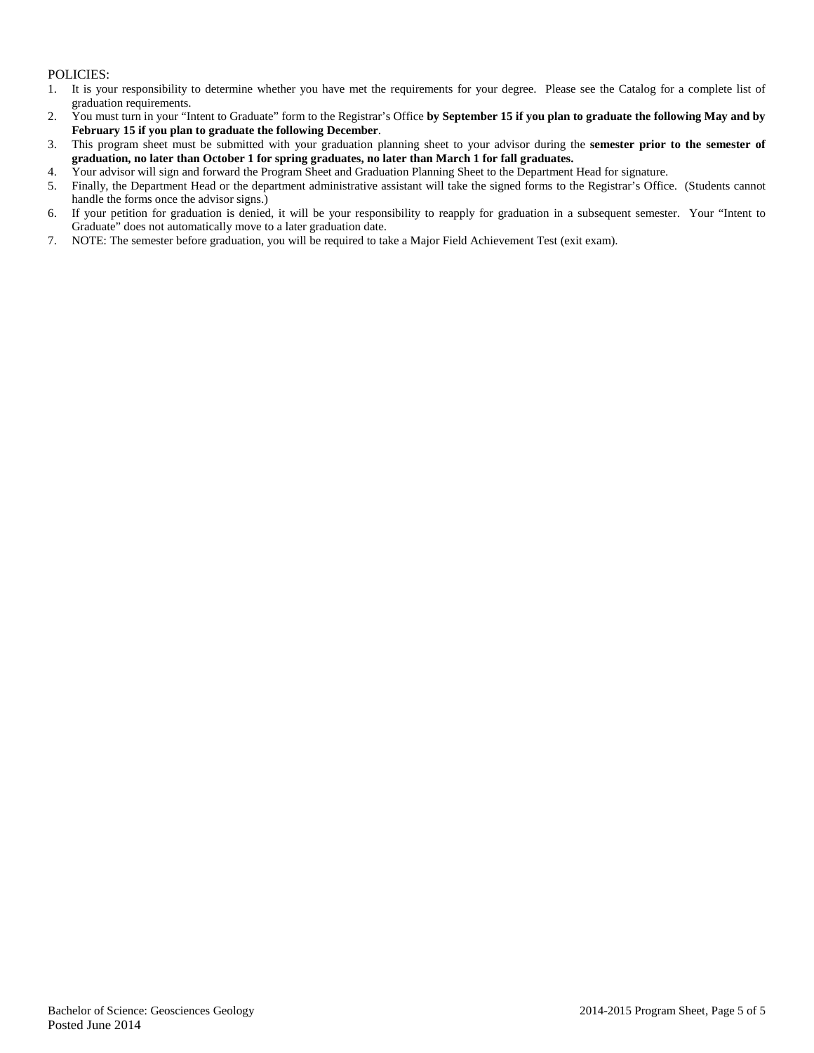POLICIES:

1. It is your responsibility to determine whether you have met the requirements for your degree. Please see the Catalog for a complete list of graduation requirements.
2. You must turn in your "Intent to Graduate" form to the Registrar's Office **by September 15 if you plan to graduate the following May and by February 15 if you plan to graduate the following December**.
3. This program sheet must be submitted with your graduation planning sheet to your advisor during the **semester prior to the semester of graduation, no later than October 1 for spring graduates, no later than March 1 for fall graduates.**
4. Your advisor will sign and forward the Program Sheet and Graduation Planning Sheet to the Department Head for signature.
5. Finally, the Department Head or the department administrative assistant will take the signed forms to the Registrar's Office. (Students cannot handle the forms once the advisor signs.)
6. If your petition for graduation is denied, it will be your responsibility to reapply for graduation in a subsequent semester. Your "Intent to Graduate" does not automatically move to a later graduation date.
7. NOTE: The semester before graduation, you will be required to take a Major Field Achievement Test (exit exam).